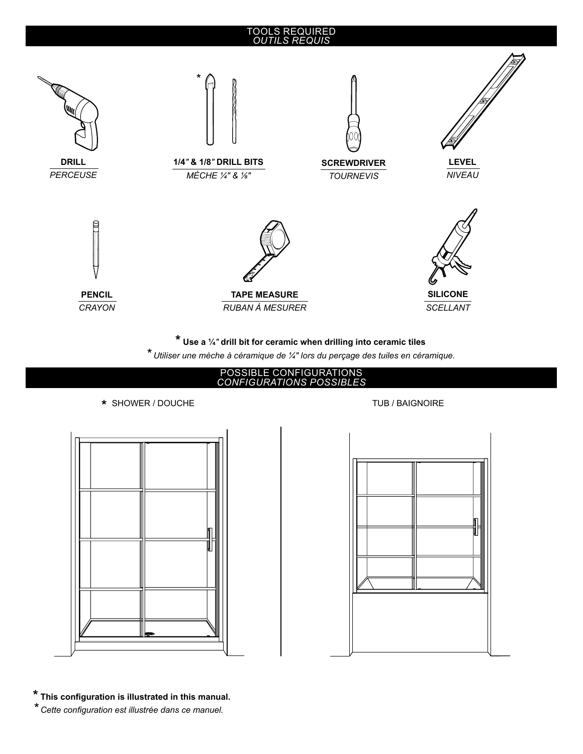## TOOLS REQUIRED
## *OUTILS REQUIS*

**DRILL**
*PERCEUSE*

**1/4″ & 1/8″ DRILL BITS** *
*MÈCHE ¼" & ⅛"*

**SCREWDRIVER**
*TOURNEVIS*

**LEVEL**
*NIVEAU*

**PENCIL**
*CRAYON*

**TAPE MEASURE**
*RUBAN À MESURER*

**SILICONE**
*SCELLANT*

\* **Use a ¼″ drill bit for ceramic when drilling into ceramic tiles**
\* *Utiliser une mèche à céramique de ¼" lors du perçage des tuiles en céramique.*

## POSSIBLE CONFIGURATIONS
## *CONFIGURATIONS POSSIBLES*

\* SHOWER / DOUCHE

TUB / BAIGNOIRE

\* **This configuration is illustrated in this manual.**
\* *Cette configuration est illustrée dans ce manuel.*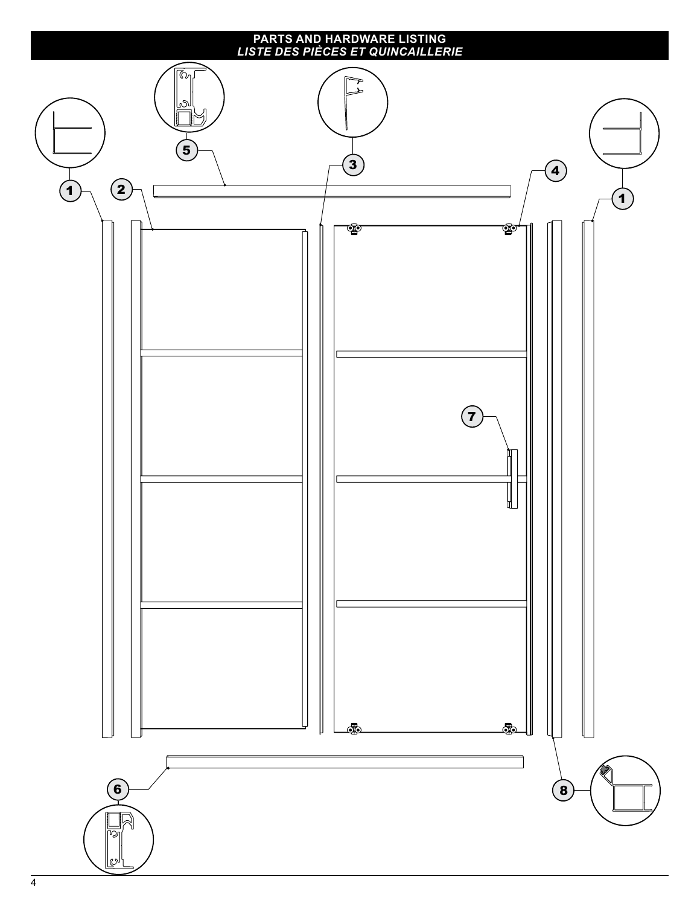# PARTS AND HARDWARE LISTING
## *LISTE DES PIÈCES ET QUINCAILLERIE*

1

2

3

4

5

6

7

8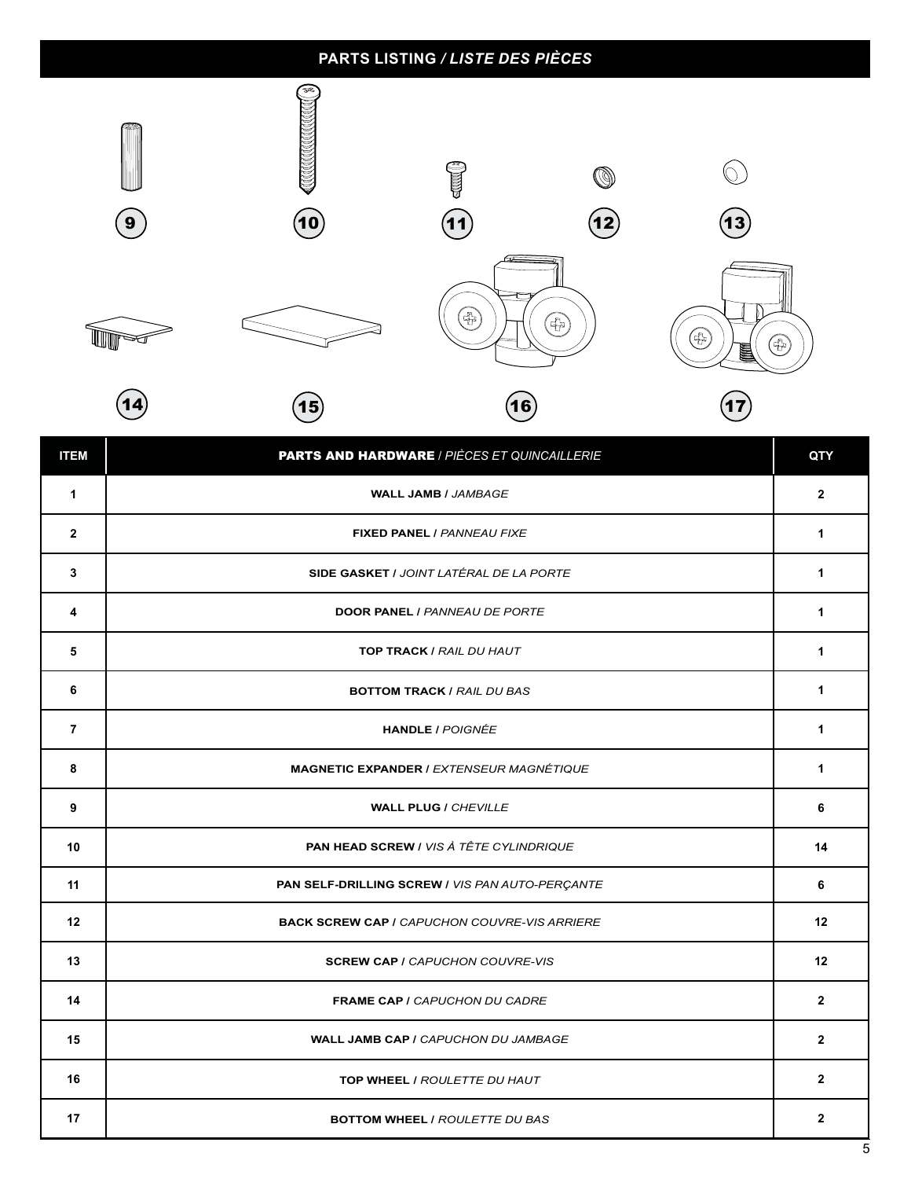## PARTS LISTING / *LISTE DES PIÈCES*

9

10

11

12

13

14

15

16

17

| ITEM | PARTS AND HARDWARE / *PIÈCES ET QUINCAILLERIE* | QTY |
|---|---|---|
| 1 | **WALL JAMB /** *JAMBAGE* | 2 |
| 2 | **FIXED PANEL /** *PANNEAU FIXE* | 1 |
| 3 | **SIDE GASKET /** *JOINT LATÉRAL DE LA PORTE* | 1 |
| 4 | **DOOR PANEL /** *PANNEAU DE PORTE* | 1 |
| 5 | **TOP TRACK /** *RAIL DU HAUT* | 1 |
| 6 | **BOTTOM TRACK /** *RAIL DU BAS* | 1 |
| 7 | **HANDLE /** *POIGNÉE* | 1 |
| 8 | **MAGNETIC EXPANDER /** *EXTENSEUR MAGNÉTIQUE* | 1 |
| 9 | **WALL PLUG /** *CHEVILLE* | 6 |
| 10 | **PAN HEAD SCREW /** *VIS À TÊTE CYLINDRIQUE* | 14 |
| 11 | **PAN SELF-DRILLING SCREW /** *VIS PAN AUTO-PERÇANTE* | 6 |
| 12 | **BACK SCREW CAP /** *CAPUCHON COUVRE-VIS ARRIERE* | 12 |
| 13 | **SCREW CAP /** *CAPUCHON COUVRE-VIS* | 12 |
| 14 | **FRAME CAP /** *CAPUCHON DU CADRE* | 2 |
| 15 | **WALL JAMB CAP /** *CAPUCHON DU JAMBAGE* | 2 |
| 16 | **TOP WHEEL /** *ROULETTE DU HAUT* | 2 |
| 17 | **BOTTOM WHEEL /** *ROULETTE DU BAS* | 2 |